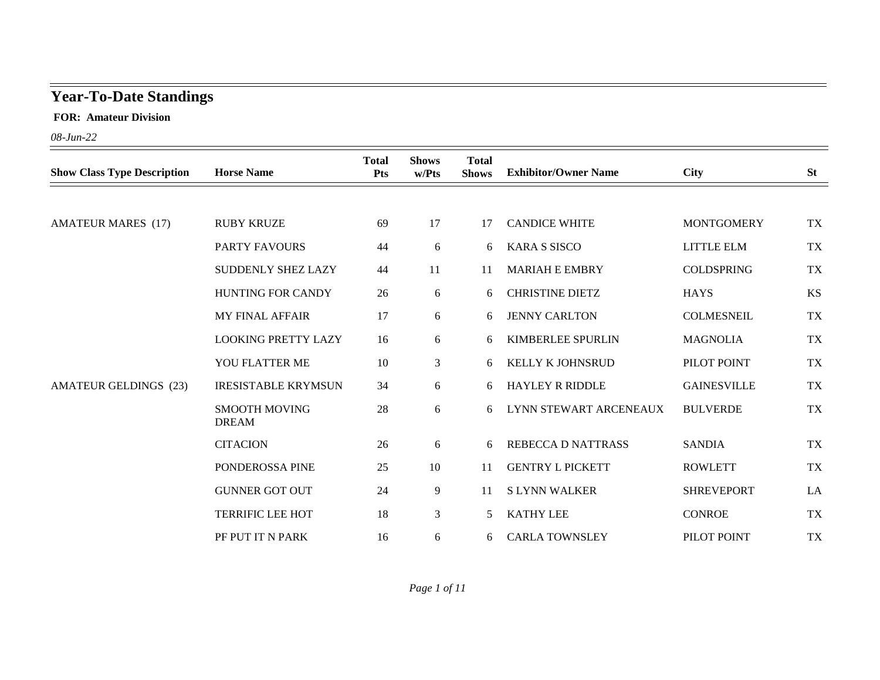# Year-To-Date Standings

**FOR: Amateur Division**

*08-Jun-22*

| Show Class Type Description | Horse Name | Total Pts | Shows w/Pts | Total Shows | Exhibitor/Owner Name | City | St |
|---|---|---|---|---|---|---|---|
| AMATEUR MARES (17) | RUBY KRUZE | 69 | 17 | 17 | CANDICE WHITE | MONTGOMERY | TX |
| | PARTY FAVOURS | 44 | 6 | 6 | KARA S SISCO | LITTLE ELM | TX |
| | SUDDENLY SHEZ LAZY | 44 | 11 | 11 | MARIAH E EMBRY | COLDSPRING | TX |
| | HUNTING FOR CANDY | 26 | 6 | 6 | CHRISTINE DIETZ | HAYS | KS |
| | MY FINAL AFFAIR | 17 | 6 | 6 | JENNY CARLTON | COLMESNEIL | TX |
| | LOOKING PRETTY LAZY | 16 | 6 | 6 | KIMBERLEE SPURLIN | MAGNOLIA | TX |
| | YOU FLATTER ME | 10 | 3 | 6 | KELLY K JOHNSRUD | PILOT POINT | TX |
| AMATEUR GELDINGS (23) | IRESISTABLE KRYMSUN | 34 | 6 | 6 | HAYLEY R RIDDLE | GAINESVILLE | TX |
| | SMOOTH MOVING DREAM | 28 | 6 | 6 | LYNN STEWART ARCENEAUX | BULVERDE | TX |
| | CITACION | 26 | 6 | 6 | REBECCA D NATTRASS | SANDIA | TX |
| | PONDEROSSA PINE | 25 | 10 | 11 | GENTRY L PICKETT | ROWLETT | TX |
| | GUNNER GOT OUT | 24 | 9 | 11 | S LYNN WALKER | SHREVEPORT | LA |
| | TERRIFIC LEE HOT | 18 | 3 | 5 | KATHY LEE | CONROE | TX |
| | PF PUT IT N PARK | 16 | 6 | 6 | CARLA TOWNSLEY | PILOT POINT | TX |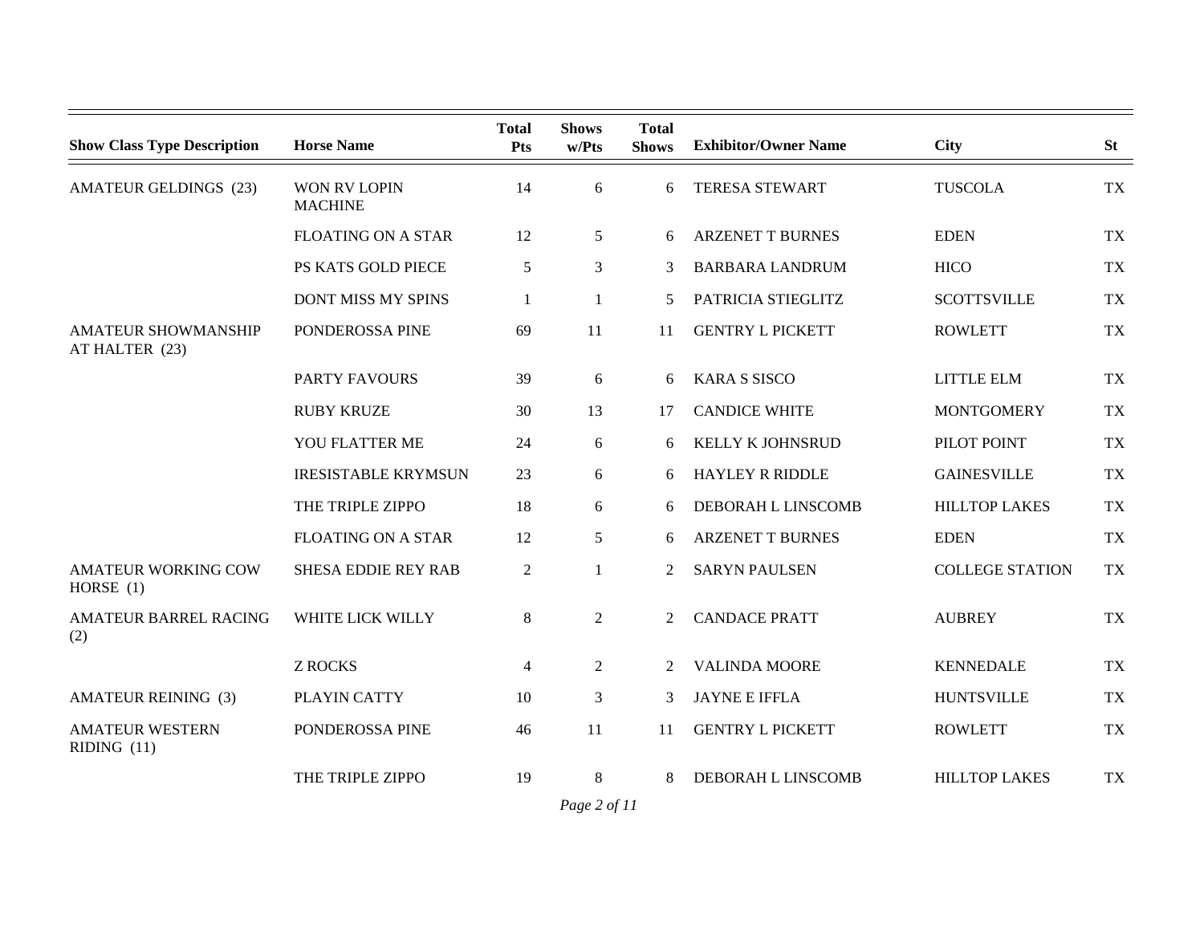| Show Class Type Description | Horse Name | Total Pts | Shows w/Pts | Total Shows | Exhibitor/Owner Name | City | St |
|---|---|---|---|---|---|---|---|
| AMATEUR GELDINGS (23) | WON RV LOPIN MACHINE | 14 | 6 | 6 | TERESA STEWART | TUSCOLA | TX |
| | FLOATING ON A STAR | 12 | 5 | 6 | ARZENET T BURNES | EDEN | TX |
| | PS KATS GOLD PIECE | 5 | 3 | 3 | BARBARA LANDRUM | HICO | TX |
| | DONT MISS MY SPINS | 1 | 1 | 5 | PATRICIA STIEGLITZ | SCOTTSVILLE | TX |
| AMATEUR SHOWMANSHIP AT HALTER (23) | PONDEROSSA PINE | 69 | 11 | 11 | GENTRY L PICKETT | ROWLETT | TX |
| | PARTY FAVOURS | 39 | 6 | 6 | KARA S SISCO | LITTLE ELM | TX |
| | RUBY KRUZE | 30 | 13 | 17 | CANDICE WHITE | MONTGOMERY | TX |
| | YOU FLATTER ME | 24 | 6 | 6 | KELLY K JOHNSRUD | PILOT POINT | TX |
| | IRESISTABLE KRYMSUN | 23 | 6 | 6 | HAYLEY R RIDDLE | GAINESVILLE | TX |
| | THE TRIPLE ZIPPO | 18 | 6 | 6 | DEBORAH L LINSCOMB | HILLTOP LAKES | TX |
| | FLOATING ON A STAR | 12 | 5 | 6 | ARZENET T BURNES | EDEN | TX |
| AMATEUR WORKING COW HORSE (1) | SHESA EDDIE REY RAB | 2 | 1 | 2 | SARYN PAULSEN | COLLEGE STATION | TX |
| AMATEUR BARREL RACING (2) | WHITE LICK WILLY | 8 | 2 | 2 | CANDACE PRATT | AUBREY | TX |
| | Z ROCKS | 4 | 2 | 2 | VALINDA MOORE | KENNEDALE | TX |
| AMATEUR REINING (3) | PLAYIN CATTY | 10 | 3 | 3 | JAYNE E IFFLA | HUNTSVILLE | TX |
| AMATEUR WESTERN RIDING (11) | PONDEROSSA PINE | 46 | 11 | 11 | GENTRY L PICKETT | ROWLETT | TX |
| | THE TRIPLE ZIPPO | 19 | 8 | 8 | DEBORAH L LINSCOMB | HILLTOP LAKES | TX |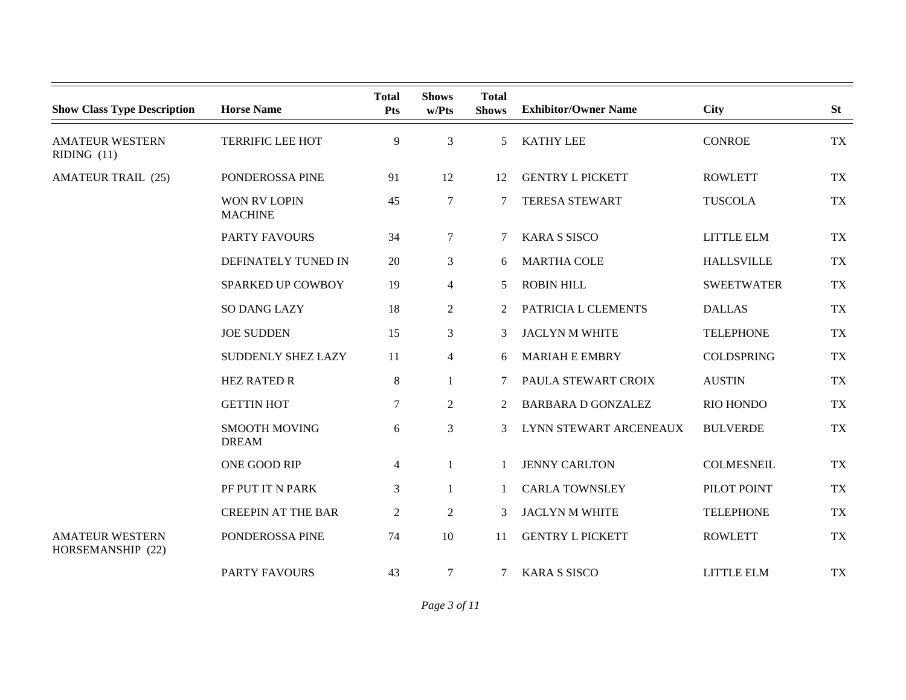| Show Class Type Description | Horse Name | Total Pts | Shows w/Pts | Total Shows | Exhibitor/Owner Name | City | St |
|---|---|---|---|---|---|---|---|
| AMATEUR WESTERN RIDING (11) | TERRIFIC LEE HOT | 9 | 3 | 5 | KATHY LEE | CONROE | TX |
| AMATEUR TRAIL (25) | PONDEROSSA PINE | 91 | 12 | 12 | GENTRY L PICKETT | ROWLETT | TX |
| | WON RV LOPIN MACHINE | 45 | 7 | 7 | TERESA STEWART | TUSCOLA | TX |
| | PARTY FAVOURS | 34 | 7 | 7 | KARA S SISCO | LITTLE ELM | TX |
| | DEFINATELY TUNED IN | 20 | 3 | 6 | MARTHA COLE | HALLSVILLE | TX |
| | SPARKED UP COWBOY | 19 | 4 | 5 | ROBIN HILL | SWEETWATER | TX |
| | SO DANG LAZY | 18 | 2 | 2 | PATRICIA L CLEMENTS | DALLAS | TX |
| | JOE SUDDEN | 15 | 3 | 3 | JACLYN M WHITE | TELEPHONE | TX |
| | SUDDENLY SHEZ LAZY | 11 | 4 | 6 | MARIAH E EMBRY | COLDSPRING | TX |
| | HEZ RATED R | 8 | 1 | 7 | PAULA STEWART CROIX | AUSTIN | TX |
| | GETTIN HOT | 7 | 2 | 2 | BARBARA D GONZALEZ | RIO HONDO | TX |
| | SMOOTH MOVING DREAM | 6 | 3 | 3 | LYNN STEWART ARCENEAUX | BULVERDE | TX |
| | ONE GOOD RIP | 4 | 1 | 1 | JENNY CARLTON | COLMESNEIL | TX |
| | PF PUT IT N PARK | 3 | 1 | 1 | CARLA TOWNSLEY | PILOT POINT | TX |
| | CREEPIN AT THE BAR | 2 | 2 | 3 | JACLYN M WHITE | TELEPHONE | TX |
| AMATEUR WESTERN HORSEMANSHIP (22) | PONDEROSSA PINE | 74 | 10 | 11 | GENTRY L PICKETT | ROWLETT | TX |
| | PARTY FAVOURS | 43 | 7 | 7 | KARA S SISCO | LITTLE ELM | TX |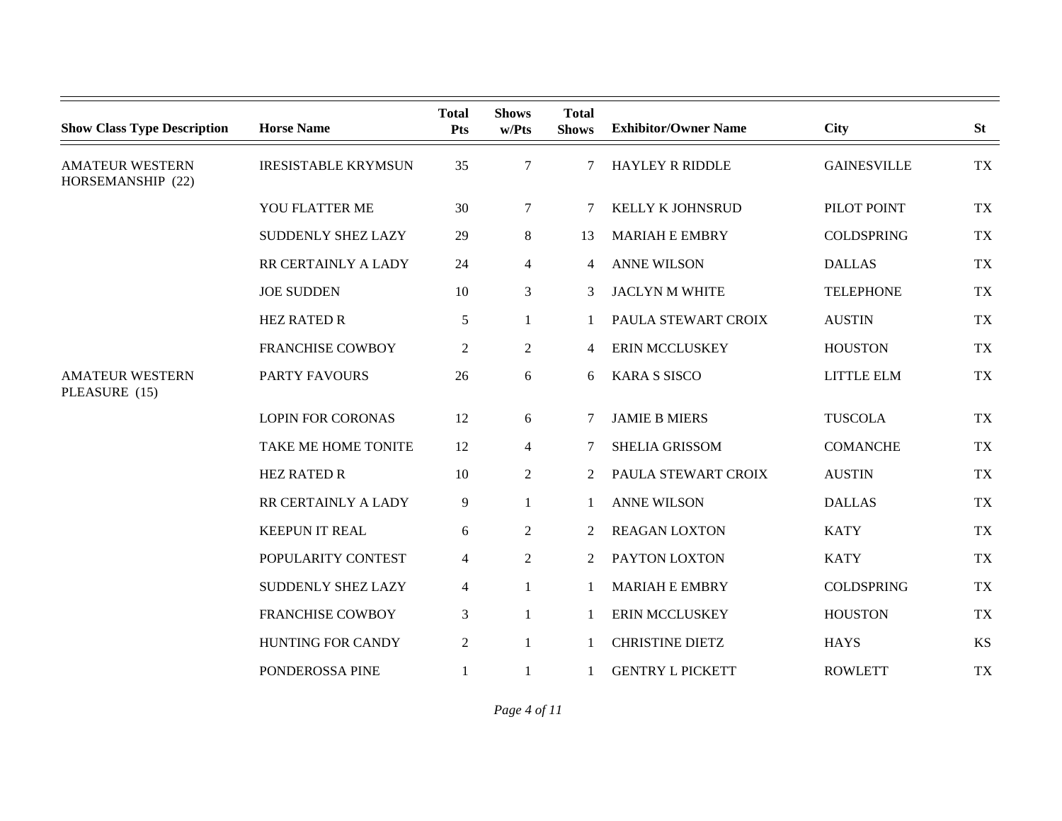| Show Class Type Description | Horse Name | Total Pts | Shows w/Pts | Total Shows | Exhibitor/Owner Name | City | St |
|---|---|---|---|---|---|---|---|
| AMATEUR WESTERN HORSEMANSHIP (22) | IRESISTABLE KRYMSUN | 35 | 7 | 7 | HAYLEY R RIDDLE | GAINESVILLE | TX |
| | YOU FLATTER ME | 30 | 7 | 7 | KELLY K JOHNSRUD | PILOT POINT | TX |
| | SUDDENLY SHEZ LAZY | 29 | 8 | 13 | MARIAH E EMBRY | COLDSPRING | TX |
| | RR CERTAINLY A LADY | 24 | 4 | 4 | ANNE WILSON | DALLAS | TX |
| | JOE SUDDEN | 10 | 3 | 3 | JACLYN M WHITE | TELEPHONE | TX |
| | HEZ RATED R | 5 | 1 | 1 | PAULA STEWART CROIX | AUSTIN | TX |
| | FRANCHISE COWBOY | 2 | 2 | 4 | ERIN MCCLUSKEY | HOUSTON | TX |
| AMATEUR WESTERN PLEASURE (15) | PARTY FAVOURS | 26 | 6 | 6 | KARA S SISCO | LITTLE ELM | TX |
| | LOPIN FOR CORONAS | 12 | 6 | 7 | JAMIE B MIERS | TUSCOLA | TX |
| | TAKE ME HOME TONITE | 12 | 4 | 7 | SHELIA GRISSOM | COMANCHE | TX |
| | HEZ RATED R | 10 | 2 | 2 | PAULA STEWART CROIX | AUSTIN | TX |
| | RR CERTAINLY A LADY | 9 | 1 | 1 | ANNE WILSON | DALLAS | TX |
| | KEEPUN IT REAL | 6 | 2 | 2 | REAGAN LOXTON | KATY | TX |
| | POPULARITY CONTEST | 4 | 2 | 2 | PAYTON LOXTON | KATY | TX |
| | SUDDENLY SHEZ LAZY | 4 | 1 | 1 | MARIAH E EMBRY | COLDSPRING | TX |
| | FRANCHISE COWBOY | 3 | 1 | 1 | ERIN MCCLUSKEY | HOUSTON | TX |
| | HUNTING FOR CANDY | 2 | 1 | 1 | CHRISTINE DIETZ | HAYS | KS |
| | PONDEROSSA PINE | 1 | 1 | 1 | GENTRY L PICKETT | ROWLETT | TX |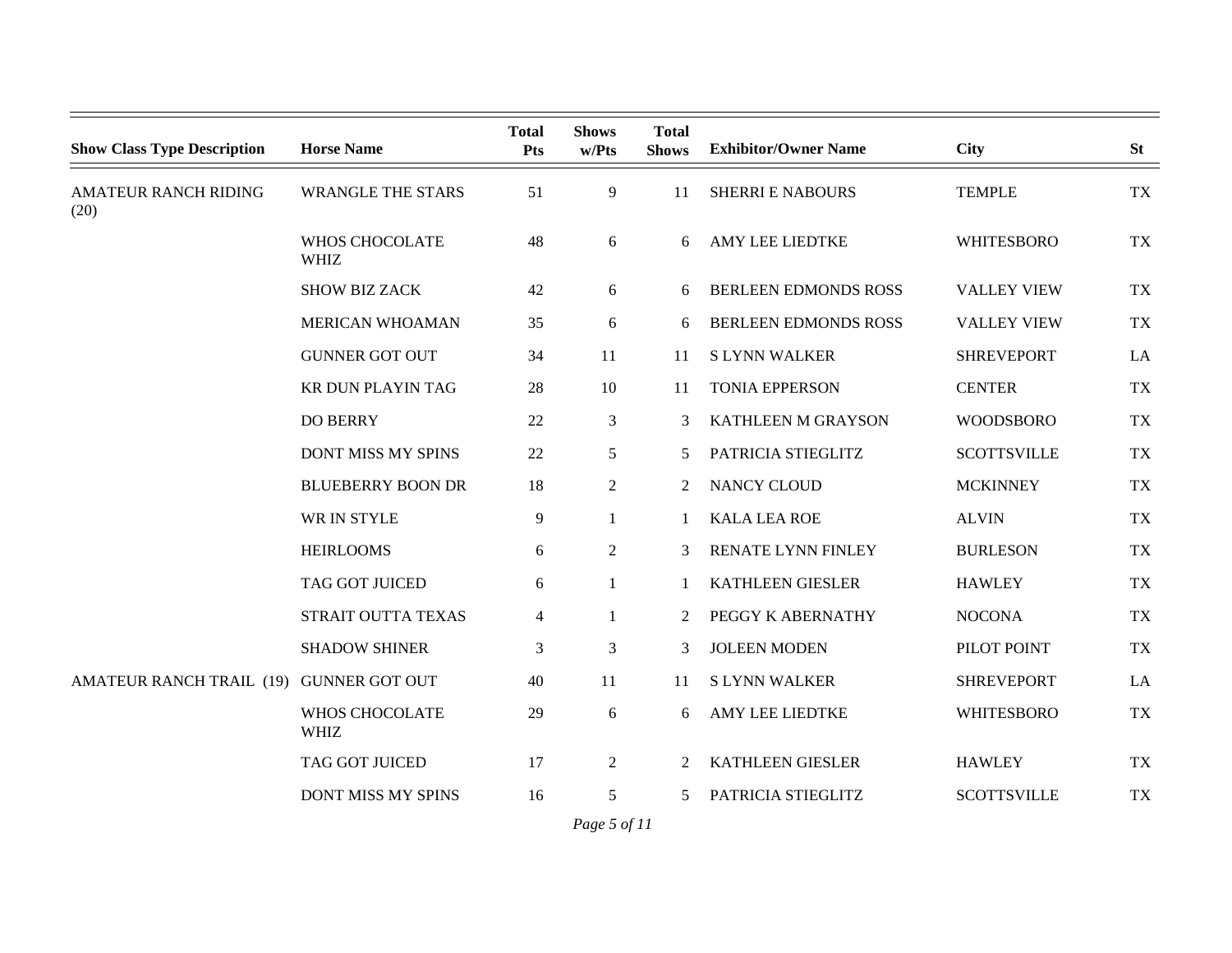| Show Class Type Description | Horse Name | Total Pts | Shows w/Pts | Total Shows | Exhibitor/Owner Name | City | St |
|---|---|---|---|---|---|---|---|
| AMATEUR RANCH RIDING (20) | WRANGLE THE STARS | 51 | 9 | 11 | SHERRI E NABOURS | TEMPLE | TX |
| | WHOS CHOCOLATE WHIZ | 48 | 6 | 6 | AMY LEE LIEDTKE | WHITESBORO | TX |
| | SHOW BIZ ZACK | 42 | 6 | 6 | BERLEEN EDMONDS ROSS | VALLEY VIEW | TX |
| | MERICAN WHOAMAN | 35 | 6 | 6 | BERLEEN EDMONDS ROSS | VALLEY VIEW | TX |
| | GUNNER GOT OUT | 34 | 11 | 11 | S LYNN WALKER | SHREVEPORT | LA |
| | KR DUN PLAYIN TAG | 28 | 10 | 11 | TONIA EPPERSON | CENTER | TX |
| | DO BERRY | 22 | 3 | 3 | KATHLEEN M GRAYSON | WOODSBORO | TX |
| | DONT MISS MY SPINS | 22 | 5 | 5 | PATRICIA STIEGLITZ | SCOTTSVILLE | TX |
| | BLUEBERRY BOON DR | 18 | 2 | 2 | NANCY CLOUD | MCKINNEY | TX |
| | WR IN STYLE | 9 | 1 | 1 | KALA LEA ROE | ALVIN | TX |
| | HEIRLOOMS | 6 | 2 | 3 | RENATE LYNN FINLEY | BURLESON | TX |
| | TAG GOT JUICED | 6 | 1 | 1 | KATHLEEN GIESLER | HAWLEY | TX |
| | STRAIT OUTTA TEXAS | 4 | 1 | 2 | PEGGY K ABERNATHY | NOCONA | TX |
| | SHADOW SHINER | 3 | 3 | 3 | JOLEEN MODEN | PILOT POINT | TX |
| AMATEUR RANCH TRAIL (19) | GUNNER GOT OUT | 40 | 11 | 11 | S LYNN WALKER | SHREVEPORT | LA |
| | WHOS CHOCOLATE WHIZ | 29 | 6 | 6 | AMY LEE LIEDTKE | WHITESBORO | TX |
| | TAG GOT JUICED | 17 | 2 | 2 | KATHLEEN GIESLER | HAWLEY | TX |
| | DONT MISS MY SPINS | 16 | 5 | 5 | PATRICIA STIEGLITZ | SCOTTSVILLE | TX |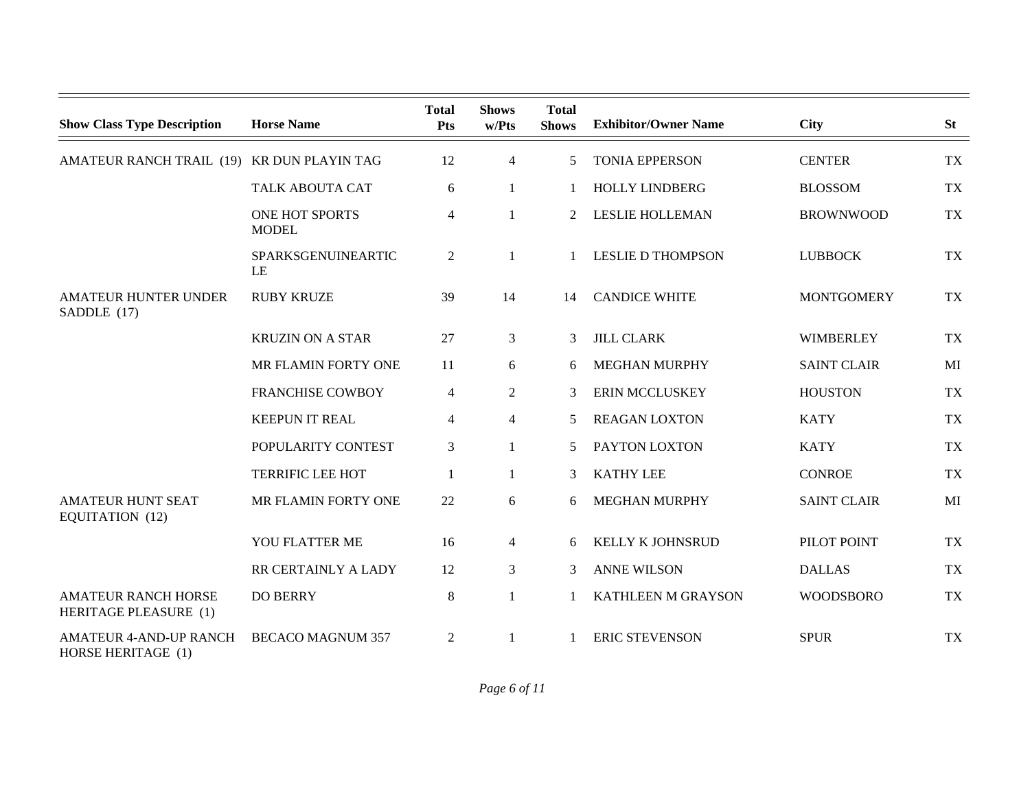| Show Class Type Description | Horse Name | Total Pts | Shows w/Pts | Total Shows | Exhibitor/Owner Name | City | St |
|---|---|---|---|---|---|---|---|
| AMATEUR RANCH TRAIL (19) | KR DUN PLAYIN TAG | 12 | 4 | 5 | TONIA EPPERSON | CENTER | TX |
| | TALK ABOUTA CAT | 6 | 1 | 1 | HOLLY LINDBERG | BLOSSOM | TX |
| | ONE HOT SPORTS MODEL | 4 | 1 | 2 | LESLIE HOLLEMAN | BROWNWOOD | TX |
| | SPARKSGENUINEARTICLE | 2 | 1 | 1 | LESLIE D THOMPSON | LUBBOCK | TX |
| AMATEUR HUNTER UNDER SADDLE (17) | RUBY KRUZE | 39 | 14 | 14 | CANDICE WHITE | MONTGOMERY | TX |
| | KRUZIN ON A STAR | 27 | 3 | 3 | JILL CLARK | WIMBERLEY | TX |
| | MR FLAMIN FORTY ONE | 11 | 6 | 6 | MEGHAN MURPHY | SAINT CLAIR | MI |
| | FRANCHISE COWBOY | 4 | 2 | 3 | ERIN MCCLUSKEY | HOUSTON | TX |
| | KEEPUN IT REAL | 4 | 4 | 5 | REAGAN LOXTON | KATY | TX |
| | POPULARITY CONTEST | 3 | 1 | 5 | PAYTON LOXTON | KATY | TX |
| | TERRIFIC LEE HOT | 1 | 1 | 3 | KATHY LEE | CONROE | TX |
| AMATEUR HUNT SEAT EQUITATION (12) | MR FLAMIN FORTY ONE | 22 | 6 | 6 | MEGHAN MURPHY | SAINT CLAIR | MI |
| | YOU FLATTER ME | 16 | 4 | 6 | KELLY K JOHNSRUD | PILOT POINT | TX |
| | RR CERTAINLY A LADY | 12 | 3 | 3 | ANNE WILSON | DALLAS | TX |
| AMATEUR RANCH HORSE HERITAGE PLEASURE (1) | DO BERRY | 8 | 1 | 1 | KATHLEEN M GRAYSON | WOODSBORO | TX |
| AMATEUR 4-AND-UP RANCH HORSE HERITAGE (1) | BECACO MAGNUM 357 | 2 | 1 | 1 | ERIC STEVENSON | SPUR | TX |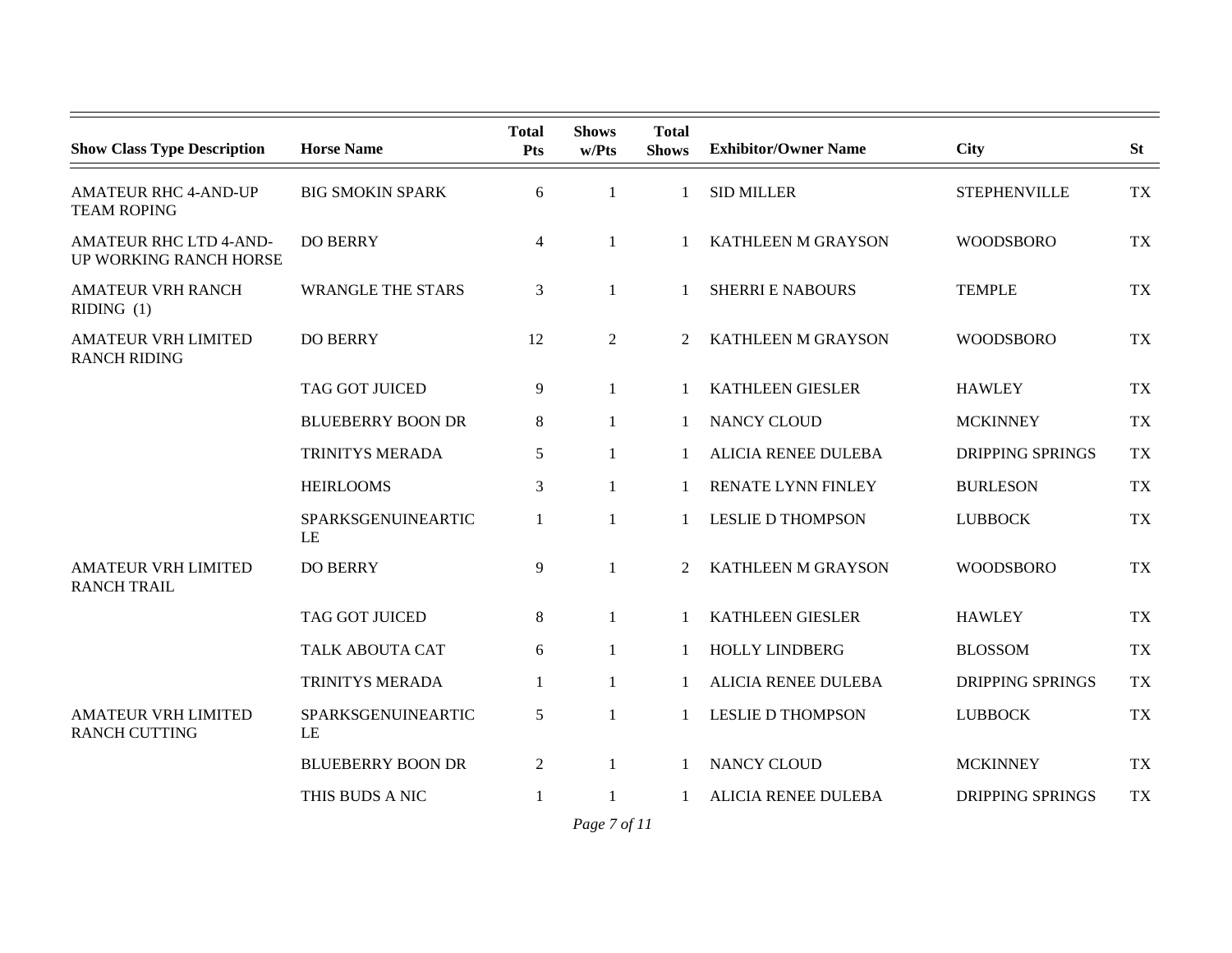| Show Class Type Description | Horse Name | Total Pts | Shows w/Pts | Total Shows | Exhibitor/Owner Name | City | St |
|---|---|---|---|---|---|---|---|
| AMATEUR RHC 4-AND-UP TEAM ROPING | BIG SMOKIN SPARK | 6 | 1 | 1 | SID MILLER | STEPHENVILLE | TX |
| AMATEUR RHC LTD 4-AND-UP WORKING RANCH HORSE | DO BERRY | 4 | 1 | 1 | KATHLEEN M GRAYSON | WOODSBORO | TX |
| AMATEUR VRH RANCH RIDING (1) | WRANGLE THE STARS | 3 | 1 | 1 | SHERRI E NABOURS | TEMPLE | TX |
| AMATEUR VRH LIMITED RANCH RIDING | DO BERRY | 12 | 2 | 2 | KATHLEEN M GRAYSON | WOODSBORO | TX |
| | TAG GOT JUICED | 9 | 1 | 1 | KATHLEEN GIESLER | HAWLEY | TX |
| | BLUEBERRY BOON DR | 8 | 1 | 1 | NANCY CLOUD | MCKINNEY | TX |
| | TRINITYS MERADA | 5 | 1 | 1 | ALICIA RENEE DULEBA | DRIPPING SPRINGS | TX |
| | HEIRLOOMS | 3 | 1 | 1 | RENATE LYNN FINLEY | BURLESON | TX |
| | SPARKSGENUINEARTICLE | 1 | 1 | 1 | LESLIE D THOMPSON | LUBBOCK | TX |
| AMATEUR VRH LIMITED RANCH TRAIL | DO BERRY | 9 | 1 | 2 | KATHLEEN M GRAYSON | WOODSBORO | TX |
| | TAG GOT JUICED | 8 | 1 | 1 | KATHLEEN GIESLER | HAWLEY | TX |
| | TALK ABOUTA CAT | 6 | 1 | 1 | HOLLY LINDBERG | BLOSSOM | TX |
| | TRINITYS MERADA | 1 | 1 | 1 | ALICIA RENEE DULEBA | DRIPPING SPRINGS | TX |
| AMATEUR VRH LIMITED RANCH CUTTING | SPARKSGENUINEARTICLE | 5 | 1 | 1 | LESLIE D THOMPSON | LUBBOCK | TX |
| | BLUEBERRY BOON DR | 2 | 1 | 1 | NANCY CLOUD | MCKINNEY | TX |
| | THIS BUDS A NIC | 1 | 1 | 1 | ALICIA RENEE DULEBA | DRIPPING SPRINGS | TX |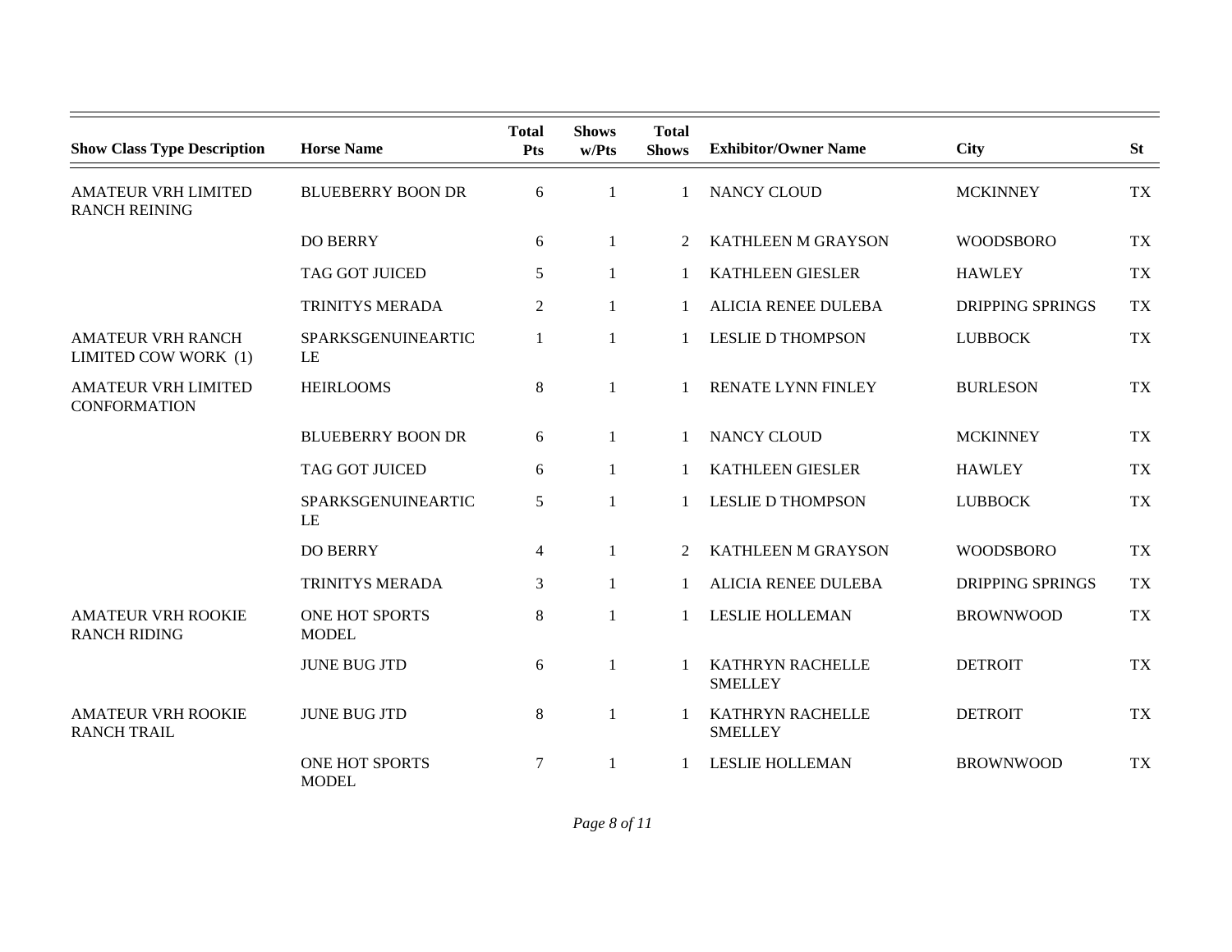| Show Class Type Description | Horse Name | Total Pts | Shows w/Pts | Total Shows | Exhibitor/Owner Name | City | St |
|---|---|---|---|---|---|---|---|
| AMATEUR VRH LIMITED RANCH REINING | BLUEBERRY BOON DR | 6 | 1 | 1 | NANCY CLOUD | MCKINNEY | TX |
| | DO BERRY | 6 | 1 | 2 | KATHLEEN M GRAYSON | WOODSBORO | TX |
| | TAG GOT JUICED | 5 | 1 | 1 | KATHLEEN GIESLER | HAWLEY | TX |
| | TRINITYS MERADA | 2 | 1 | 1 | ALICIA RENEE DULEBA | DRIPPING SPRINGS | TX |
| AMATEUR VRH RANCH LIMITED COW WORK (1) | SPARKSGENUINEARTICLE | 1 | 1 | 1 | LESLIE D THOMPSON | LUBBOCK | TX |
| AMATEUR VRH LIMITED CONFORMATION | HEIRLOOMS | 8 | 1 | 1 | RENATE LYNN FINLEY | BURLESON | TX |
| | BLUEBERRY BOON DR | 6 | 1 | 1 | NANCY CLOUD | MCKINNEY | TX |
| | TAG GOT JUICED | 6 | 1 | 1 | KATHLEEN GIESLER | HAWLEY | TX |
| | SPARKSGENUINEARTICLE | 5 | 1 | 1 | LESLIE D THOMPSON | LUBBOCK | TX |
| | DO BERRY | 4 | 1 | 2 | KATHLEEN M GRAYSON | WOODSBORO | TX |
| | TRINITYS MERADA | 3 | 1 | 1 | ALICIA RENEE DULEBA | DRIPPING SPRINGS | TX |
| AMATEUR VRH ROOKIE RANCH RIDING | ONE HOT SPORTS MODEL | 8 | 1 | 1 | LESLIE HOLLEMAN | BROWNWOOD | TX |
| | JUNE BUG JTD | 6 | 1 | 1 | KATHRYN RACHELLE SMELLEY | DETROIT | TX |
| AMATEUR VRH ROOKIE RANCH TRAIL | JUNE BUG JTD | 8 | 1 | 1 | KATHRYN RACHELLE SMELLEY | DETROIT | TX |
| | ONE HOT SPORTS MODEL | 7 | 1 | 1 | LESLIE HOLLEMAN | BROWNWOOD | TX |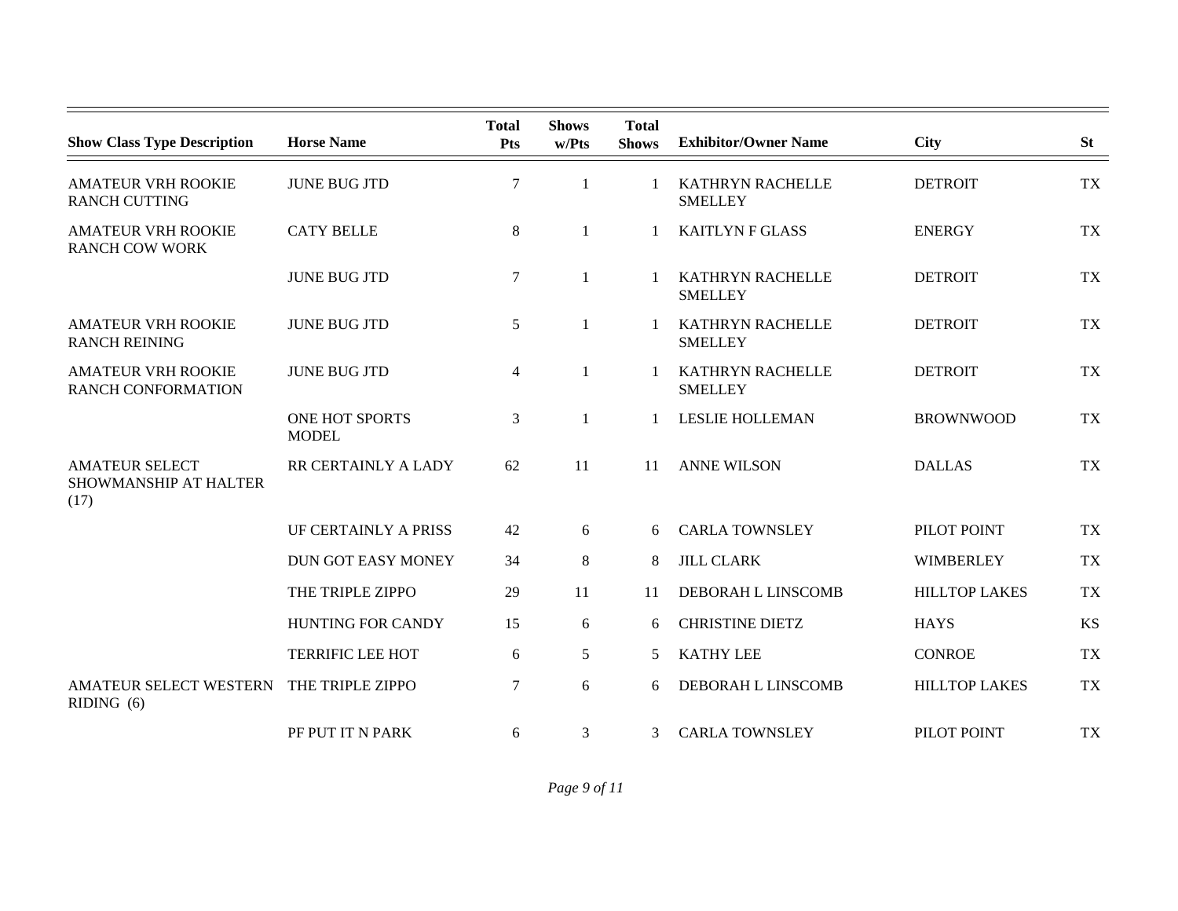| Show Class Type Description | Horse Name | Total Pts | Shows w/Pts | Total Shows | Exhibitor/Owner Name | City | St |
|---|---|---|---|---|---|---|---|
| AMATEUR VRH ROOKIE RANCH CUTTING | JUNE BUG JTD | 7 | 1 | 1 | KATHRYN RACHELLE SMELLEY | DETROIT | TX |
| AMATEUR VRH ROOKIE RANCH COW WORK | CATY BELLE | 8 | 1 | 1 | KAITLYN F GLASS | ENERGY | TX |
| | JUNE BUG JTD | 7 | 1 | 1 | KATHRYN RACHELLE SMELLEY | DETROIT | TX |
| AMATEUR VRH ROOKIE RANCH REINING | JUNE BUG JTD | 5 | 1 | 1 | KATHRYN RACHELLE SMELLEY | DETROIT | TX |
| AMATEUR VRH ROOKIE RANCH CONFORMATION | JUNE BUG JTD | 4 | 1 | 1 | KATHRYN RACHELLE SMELLEY | DETROIT | TX |
| | ONE HOT SPORTS MODEL | 3 | 1 | 1 | LESLIE HOLLEMAN | BROWNWOOD | TX |
| AMATEUR SELECT SHOWMANSHIP AT HALTER (17) | RR CERTAINLY A LADY | 62 | 11 | 11 | ANNE WILSON | DALLAS | TX |
| | UF CERTAINLY A PRISS | 42 | 6 | 6 | CARLA TOWNSLEY | PILOT POINT | TX |
| | DUN GOT EASY MONEY | 34 | 8 | 8 | JILL CLARK | WIMBERLEY | TX |
| | THE TRIPLE ZIPPO | 29 | 11 | 11 | DEBORAH L LINSCOMB | HILLTOP LAKES | TX |
| | HUNTING FOR CANDY | 15 | 6 | 6 | CHRISTINE DIETZ | HAYS | KS |
| | TERRIFIC LEE HOT | 6 | 5 | 5 | KATHY LEE | CONROE | TX |
| AMATEUR SELECT WESTERN RIDING (6) | THE TRIPLE ZIPPO | 7 | 6 | 6 | DEBORAH L LINSCOMB | HILLTOP LAKES | TX |
| | PF PUT IT N PARK | 6 | 3 | 3 | CARLA TOWNSLEY | PILOT POINT | TX |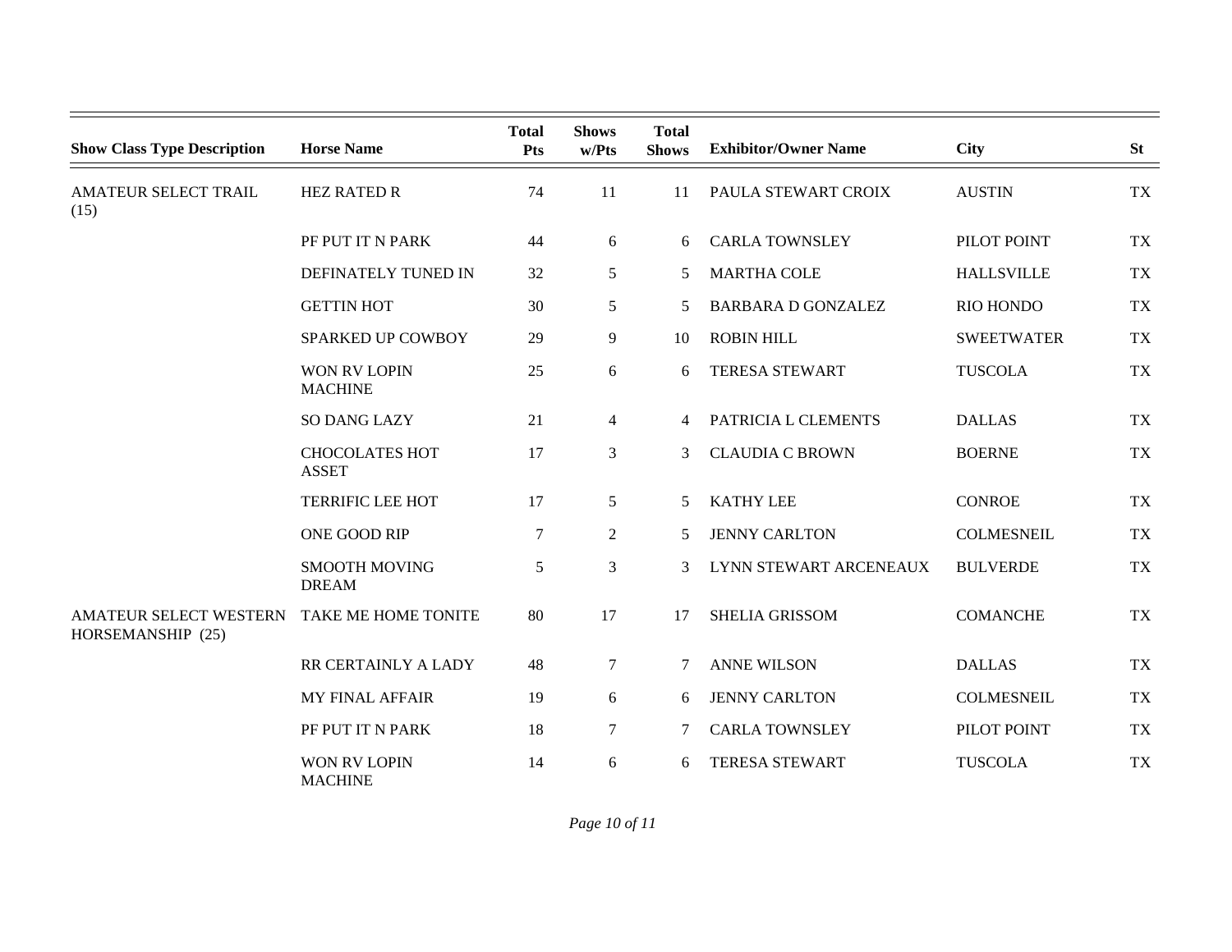| Show Class Type Description | Horse Name | Total Pts | Shows w/Pts | Total Shows | Exhibitor/Owner Name | City | St |
|---|---|---|---|---|---|---|---|
| AMATEUR SELECT TRAIL (15) | HEZ RATED R | 74 | 11 | 11 | PAULA STEWART CROIX | AUSTIN | TX |
| | PF PUT IT N PARK | 44 | 6 | 6 | CARLA TOWNSLEY | PILOT POINT | TX |
| | DEFINATELY TUNED IN | 32 | 5 | 5 | MARTHA COLE | HALLSVILLE | TX |
| | GETTIN HOT | 30 | 5 | 5 | BARBARA D GONZALEZ | RIO HONDO | TX |
| | SPARKED UP COWBOY | 29 | 9 | 10 | ROBIN HILL | SWEETWATER | TX |
| | WON RV LOPIN MACHINE | 25 | 6 | 6 | TERESA STEWART | TUSCOLA | TX |
| | SO DANG LAZY | 21 | 4 | 4 | PATRICIA L CLEMENTS | DALLAS | TX |
| | CHOCOLATES HOT ASSET | 17 | 3 | 3 | CLAUDIA C BROWN | BOERNE | TX |
| | TERRIFIC LEE HOT | 17 | 5 | 5 | KATHY LEE | CONROE | TX |
| | ONE GOOD RIP | 7 | 2 | 5 | JENNY CARLTON | COLMESNEIL | TX |
| | SMOOTH MOVING DREAM | 5 | 3 | 3 | LYNN STEWART ARCENEAUX | BULVERDE | TX |
| AMATEUR SELECT WESTERN HORSEMANSHIP (25) | TAKE ME HOME TONITE | 80 | 17 | 17 | SHELIA GRISSOM | COMANCHE | TX |
| | RR CERTAINLY A LADY | 48 | 7 | 7 | ANNE WILSON | DALLAS | TX |
| | MY FINAL AFFAIR | 19 | 6 | 6 | JENNY CARLTON | COLMESNEIL | TX |
| | PF PUT IT N PARK | 18 | 7 | 7 | CARLA TOWNSLEY | PILOT POINT | TX |
| | WON RV LOPIN MACHINE | 14 | 6 | 6 | TERESA STEWART | TUSCOLA | TX |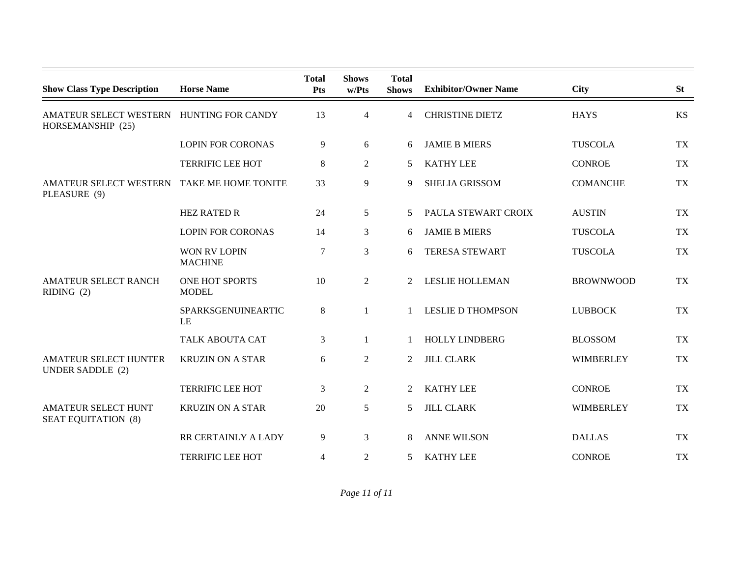| Show Class Type Description | Horse Name | Total Pts | Shows w/Pts | Total Shows | Exhibitor/Owner Name | City | St |
|---|---|---|---|---|---|---|---|
| AMATEUR SELECT WESTERN HORSEMANSHIP (25) | HUNTING FOR CANDY | 13 | 4 | 4 | CHRISTINE DIETZ | HAYS | KS |
| | LOPIN FOR CORONAS | 9 | 6 | 6 | JAMIE B MIERS | TUSCOLA | TX |
| | TERRIFIC LEE HOT | 8 | 2 | 5 | KATHY LEE | CONROE | TX |
| AMATEUR SELECT WESTERN PLEASURE (9) | TAKE ME HOME TONITE | 33 | 9 | 9 | SHELIA GRISSOM | COMANCHE | TX |
| | HEZ RATED R | 24 | 5 | 5 | PAULA STEWART CROIX | AUSTIN | TX |
| | LOPIN FOR CORONAS | 14 | 3 | 6 | JAMIE B MIERS | TUSCOLA | TX |
| | WON RV LOPIN MACHINE | 7 | 3 | 6 | TERESA STEWART | TUSCOLA | TX |
| AMATEUR SELECT RANCH RIDING (2) | ONE HOT SPORTS MODEL | 10 | 2 | 2 | LESLIE HOLLEMAN | BROWNWOOD | TX |
| | SPARKSGENUINEARTICLE | 8 | 1 | 1 | LESLIE D THOMPSON | LUBBOCK | TX |
| | TALK ABOUTA CAT | 3 | 1 | 1 | HOLLY LINDBERG | BLOSSOM | TX |
| AMATEUR SELECT HUNTER UNDER SADDLE (2) | KRUZIN ON A STAR | 6 | 2 | 2 | JILL CLARK | WIMBERLEY | TX |
| | TERRIFIC LEE HOT | 3 | 2 | 2 | KATHY LEE | CONROE | TX |
| AMATEUR SELECT HUNT SEAT EQUITATION (8) | KRUZIN ON A STAR | 20 | 5 | 5 | JILL CLARK | WIMBERLEY | TX |
| | RR CERTAINLY A LADY | 9 | 3 | 8 | ANNE WILSON | DALLAS | TX |
| | TERRIFIC LEE HOT | 4 | 2 | 5 | KATHY LEE | CONROE | TX |